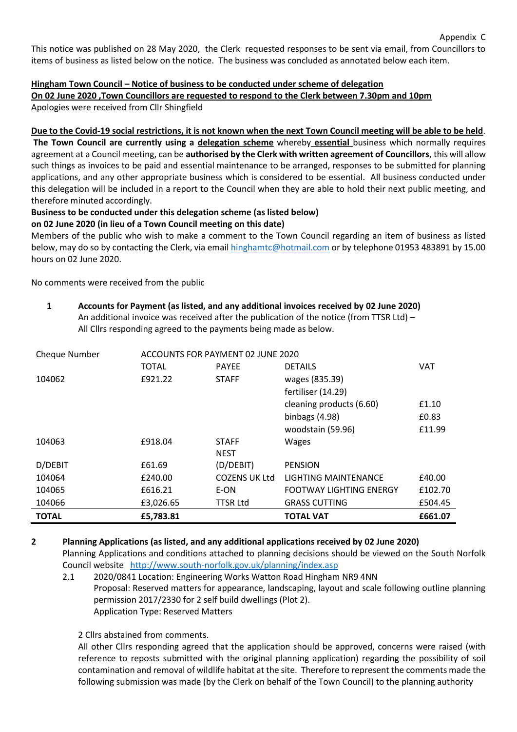Appendix C

This notice was published on 28 May 2020, the Clerk requested responses to be sent via email, from Councillors to items of business as listed below on the notice. The business was concluded as annotated below each item.

**Hingham Town Council – Notice of business to be conducted under scheme of delegation**

**On 02 June 2020 ,Town Councillors are requested to respond to the Clerk between 7.30pm and 10pm**

Apologies were received from Cllr Shingfield

**Due to the Covid-19 social restrictions, it is not known when the next Town Council meeting will be able to be held**. **The Town Council are currently using a delegation scheme** whereby **essential** business which normally requires agreement at a Council meeting, can be **authorised by the Clerk with written agreement of Councillors**, this will allow such things as invoices to be paid and essential maintenance to be arranged, responses to be submitted for planning applications, and any other appropriate business which is considered to be essential. All business conducted under this delegation will be included in a report to the Council when they are able to hold their next public meeting, and therefore minuted accordingly.

**Business to be conducted under this delegation scheme (as listed below)**
**on 02 June 2020 (in lieu of a Town Council meeting on this date)**

Members of the public who wish to make a comment to the Town Council regarding an item of business as listed below, may do so by contacting the Clerk, via email hinghamtc@hotmail.com or by telephone 01953 483891 by 15.00 hours on 02 June 2020.

No comments were received from the public

**1 Accounts for Payment (as listed, and any additional invoices received by 02 June 2020)**

An additional invoice was received after the publication of the notice (from TTSR Ltd) – All Cllrs responding agreed to the payments being made as below.

| Cheque Number | ACCOUNTS FOR PAYMENT 02 JUNE 2020 | | | |
|---|---|---|---|---|
| | TOTAL | PAYEE | DETAILS | VAT |
| 104062 | £921.22 | STAFF | wages (835.39) | |
| | | | fertiliser (14.29) | |
| | | | cleaning products (6.60) | £1.10 |
| | | | binbags (4.98) | £0.83 |
| | | | woodstain (59.96) | £11.99 |
| 104063 | £918.04 | STAFF | Wages | |
| | | NEST | | |
| D/DEBIT | £61.69 | (D/DEBIT) | PENSION | |
| 104064 | £240.00 | COZENS UK Ltd | LIGHTING MAINTENANCE | £40.00 |
| 104065 | £616.21 | E-ON | FOOTWAY LIGHTING ENERGY | £102.70 |
| 104066 | £3,026.65 | TTSR Ltd | GRASS CUTTING | £504.45 |
| **TOTAL** | **£5,783.81** | | **TOTAL VAT** | **£661.07** |

**2 Planning Applications (as listed, and any additional applications received by 02 June 2020)**

Planning Applications and conditions attached to planning decisions should be viewed on the South Norfolk Council website http://www.south-norfolk.gov.uk/planning/index.asp

2.1 2020/0841 Location: Engineering Works Watton Road Hingham NR9 4NN
Proposal: Reserved matters for appearance, landscaping, layout and scale following outline planning permission 2017/2330 for 2 self build dwellings (Plot 2).
Application Type: Reserved Matters

2 Cllrs abstained from comments.

All other Cllrs responding agreed that the application should be approved, concerns were raised (with reference to reposts submitted with the original planning application) regarding the possibility of soil contamination and removal of wildlife habitat at the site. Therefore to represent the comments made the following submission was made (by the Clerk on behalf of the Town Council) to the planning authority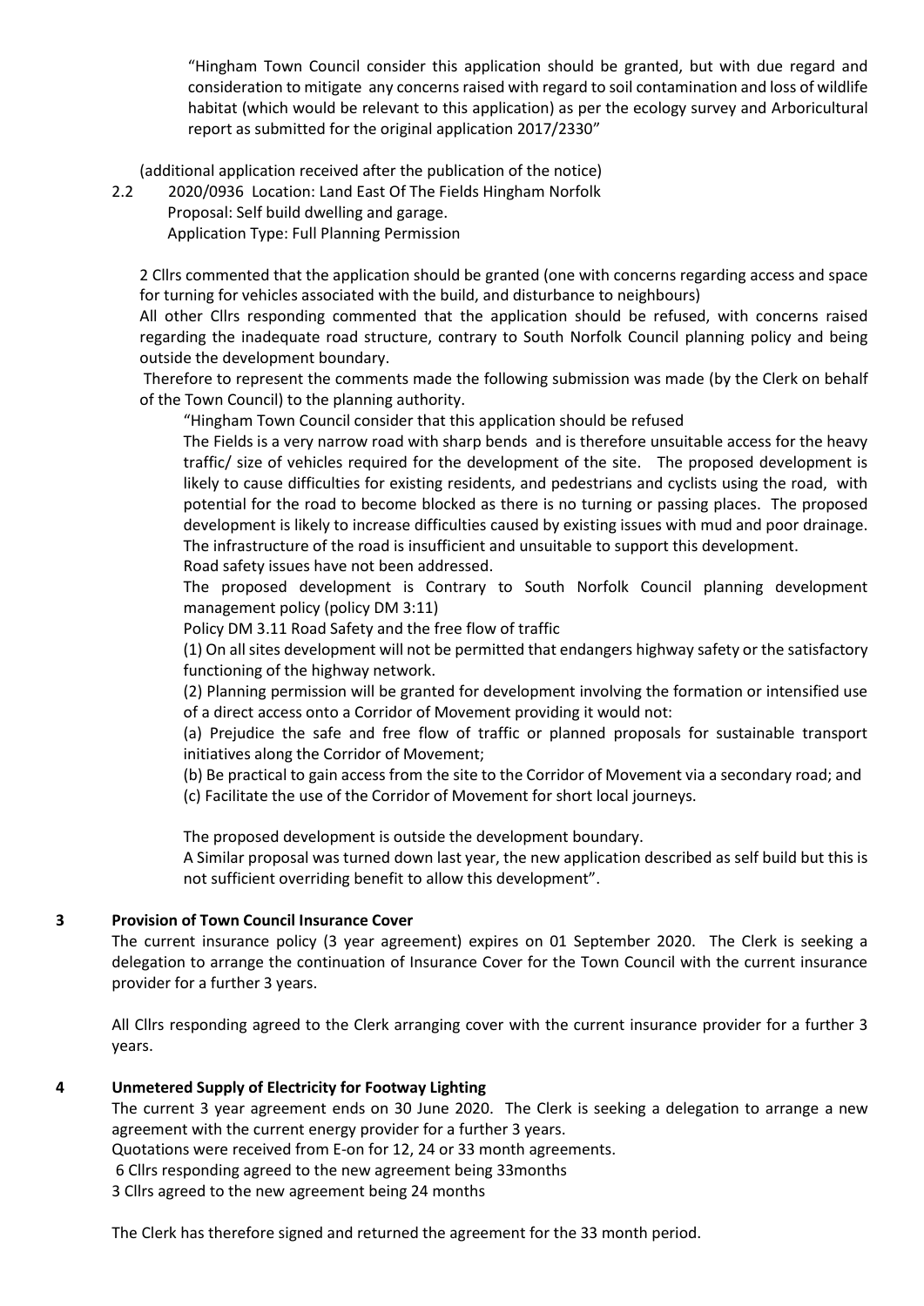"Hingham Town Council consider this application should be granted, but with due regard and consideration to mitigate any concerns raised with regard to soil contamination and loss of wildlife habitat (which would be relevant to this application) as per the ecology survey and Arboricultural report as submitted for the original application 2017/2330"

(additional application received after the publication of the notice)

2.2 2020/0936 Location: Land East Of The Fields Hingham Norfolk
Proposal: Self build dwelling and garage.
Application Type: Full Planning Permission

2 Cllrs commented that the application should be granted (one with concerns regarding access and space for turning for vehicles associated with the build, and disturbance to neighbours)
All other Cllrs responding commented that the application should be refused, with concerns raised regarding the inadequate road structure, contrary to South Norfolk Council planning policy and being outside the development boundary.
Therefore to represent the comments made the following submission was made (by the Clerk on behalf of the Town Council) to the planning authority.

"Hingham Town Council consider that this application should be refused
The Fields is a very narrow road with sharp bends and is therefore unsuitable access for the heavy traffic/ size of vehicles required for the development of the site. The proposed development is likely to cause difficulties for existing residents, and pedestrians and cyclists using the road, with potential for the road to become blocked as there is no turning or passing places. The proposed development is likely to increase difficulties caused by existing issues with mud and poor drainage. The infrastructure of the road is insufficient and unsuitable to support this development.
Road safety issues have not been addressed.
The proposed development is Contrary to South Norfolk Council planning development management policy (policy DM 3:11)
Policy DM 3.11 Road Safety and the free flow of traffic
(1) On all sites development will not be permitted that endangers highway safety or the satisfactory functioning of the highway network.
(2) Planning permission will be granted for development involving the formation or intensified use of a direct access onto a Corridor of Movement providing it would not:
(a) Prejudice the safe and free flow of traffic or planned proposals for sustainable transport initiatives along the Corridor of Movement;
(b) Be practical to gain access from the site to the Corridor of Movement via a secondary road; and
(c) Facilitate the use of the Corridor of Movement for short local journeys.

The proposed development is outside the development boundary.
A Similar proposal was turned down last year, the new application described as self build but this is not sufficient overriding benefit to allow this development".

## 3 Provision of Town Council Insurance Cover

The current insurance policy (3 year agreement) expires on 01 September 2020. The Clerk is seeking a delegation to arrange the continuation of Insurance Cover for the Town Council with the current insurance provider for a further 3 years.

All Cllrs responding agreed to the Clerk arranging cover with the current insurance provider for a further 3 years.

## 4 Unmetered Supply of Electricity for Footway Lighting

The current 3 year agreement ends on 30 June 2020. The Clerk is seeking a delegation to arrange a new agreement with the current energy provider for a further 3 years.
Quotations were received from E-on for 12, 24 or 33 month agreements.
6 Cllrs responding agreed to the new agreement being 33months
3 Cllrs agreed to the new agreement being 24 months

The Clerk has therefore signed and returned the agreement for the 33 month period.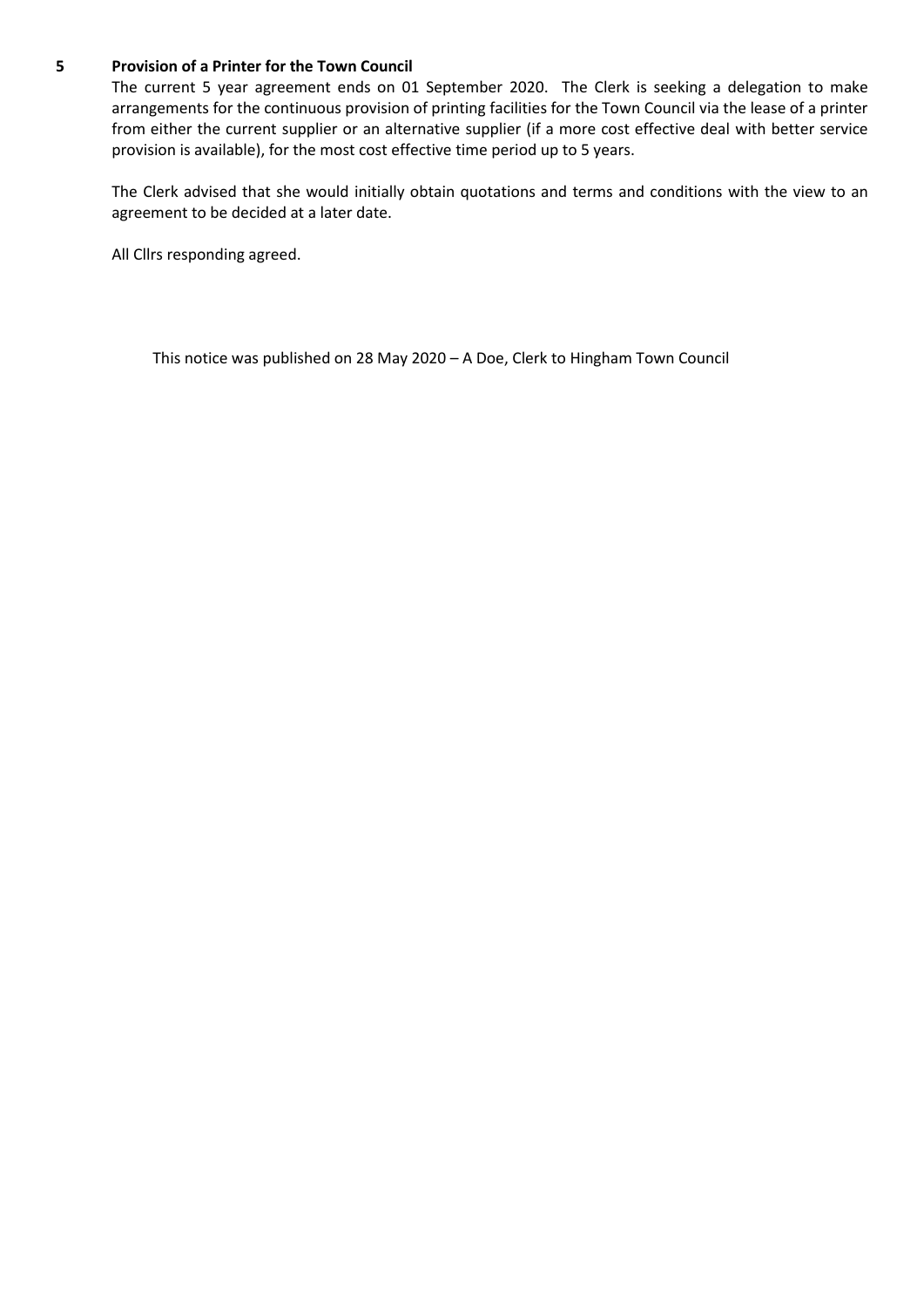**5 Provision of a Printer for the Town Council**

The current 5 year agreement ends on 01 September 2020. The Clerk is seeking a delegation to make arrangements for the continuous provision of printing facilities for the Town Council via the lease of a printer from either the current supplier or an alternative supplier (if a more cost effective deal with better service provision is available), for the most cost effective time period up to 5 years.

The Clerk advised that she would initially obtain quotations and terms and conditions with the view to an agreement to be decided at a later date.

All Cllrs responding agreed.

This notice was published on 28 May 2020 – A Doe, Clerk to Hingham Town Council